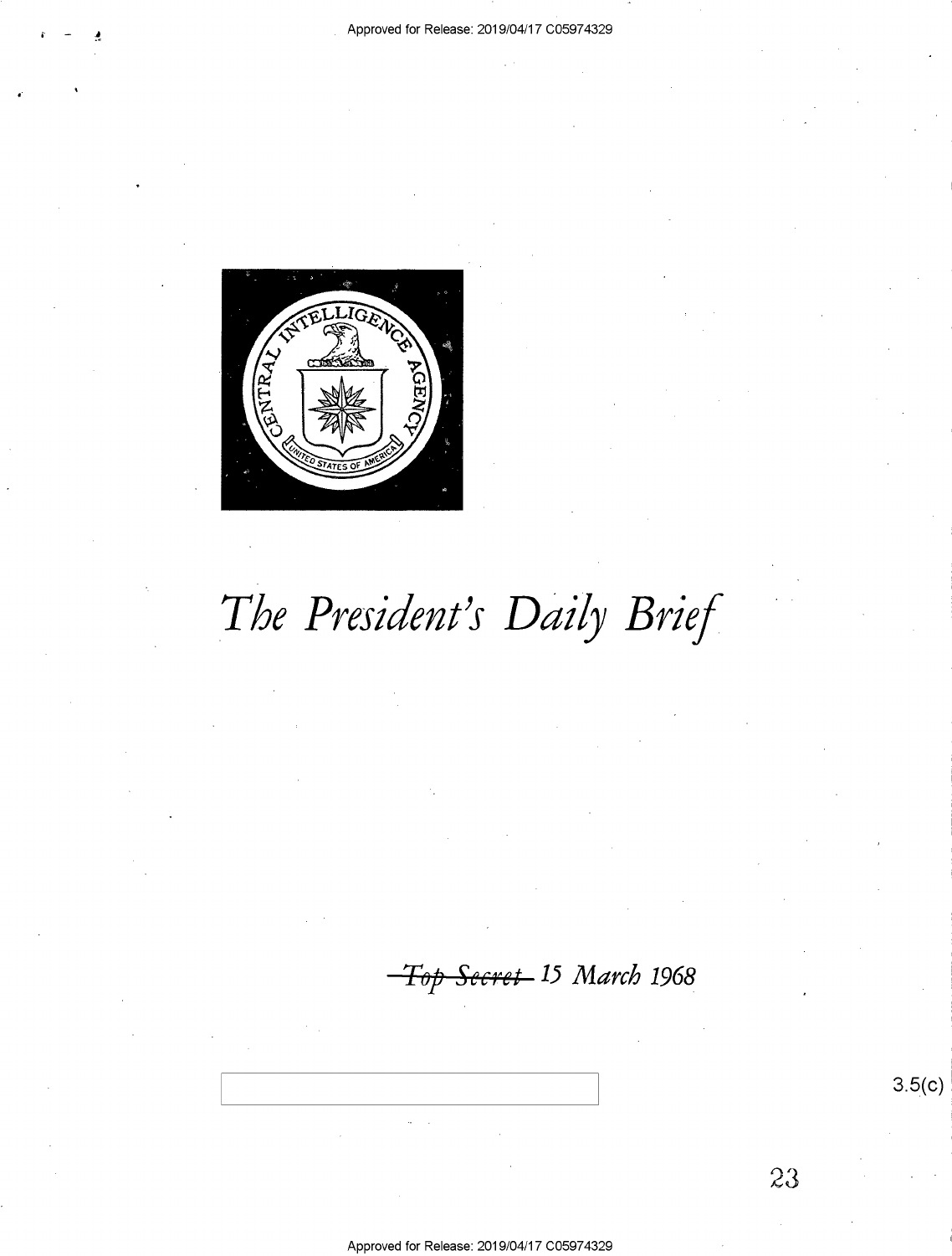# *The President's Daily Brief*

~~Top Secret~~ *15 March 1968*

3.5(c)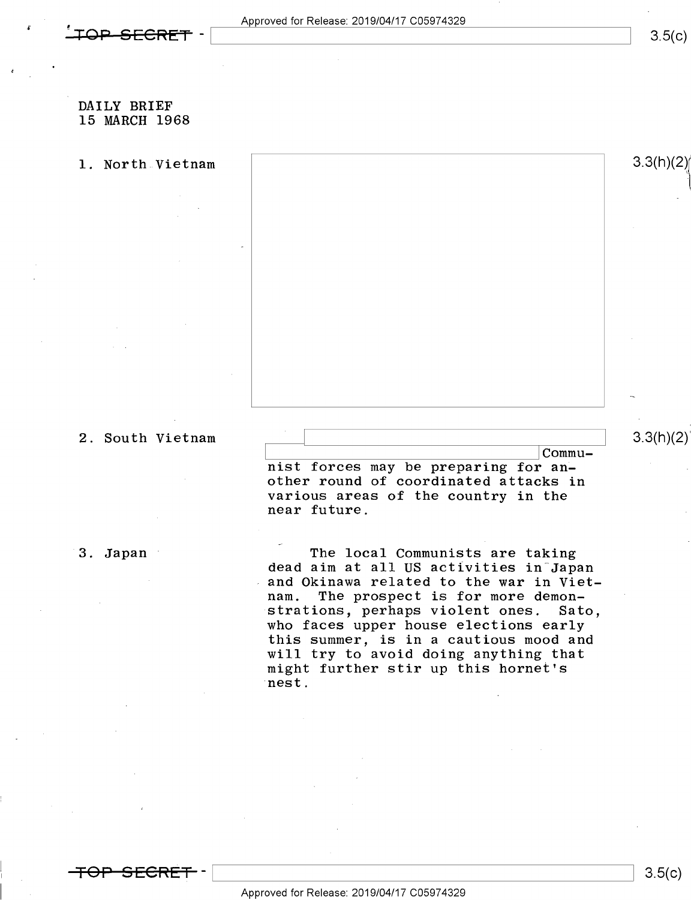DAILY BRIEF
15 MARCH 1968

1. North Vietnam

2. South Vietnam

Communist forces may be preparing for another round of coordinated attacks in various areas of the country in the near future.

3. Japan

The local Communists are taking dead aim at all US activities in Japan and Okinawa related to the war in Vietnam. The prospect is for more demonstrations, perhaps violent ones. Sato, who faces upper house elections early this summer, is in a cautious mood and will try to avoid doing anything that might further stir up this hornet's nest.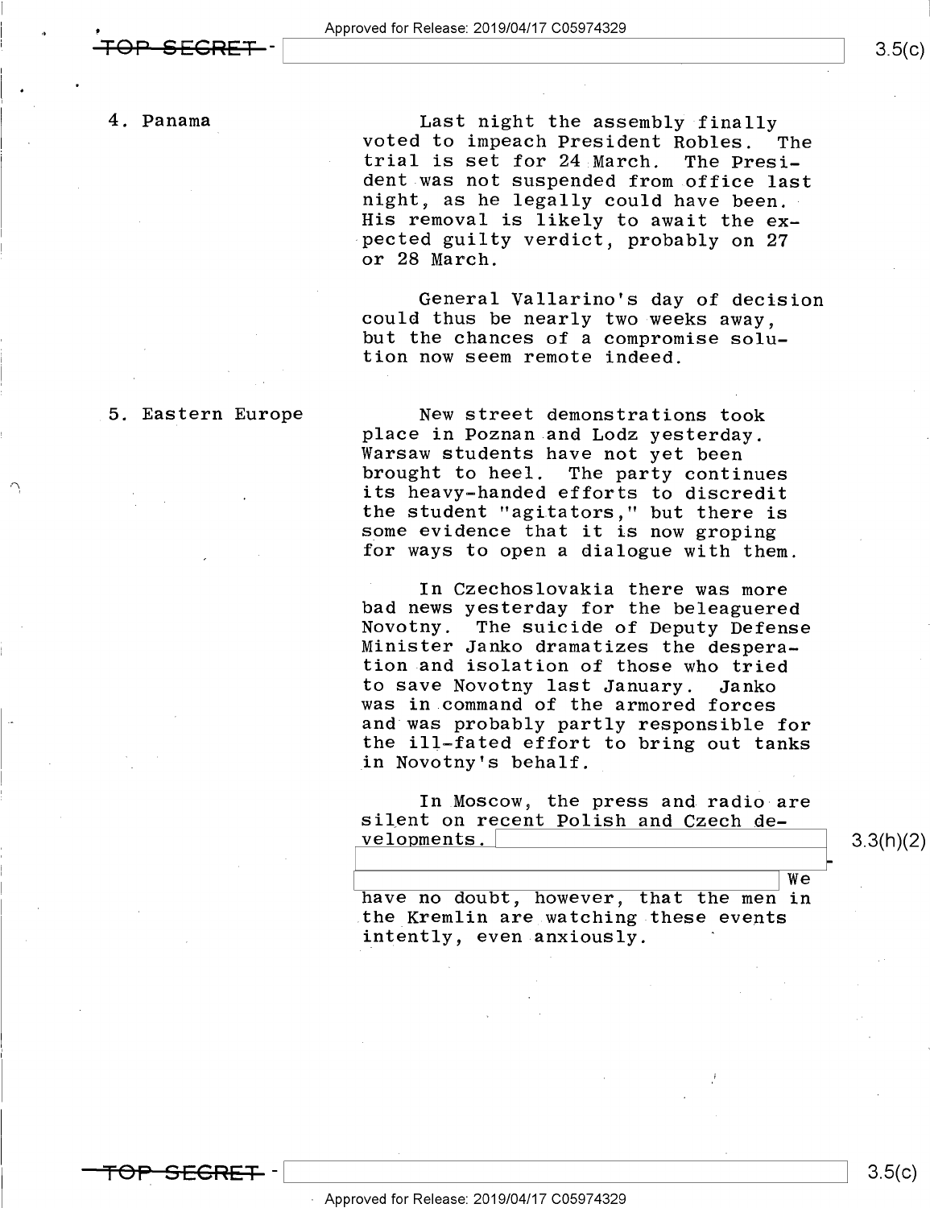4. Panama

Last night the assembly finally voted to impeach President Robles. The trial is set for 24 March. The President was not suspended from office last night, as he legally could have been. His removal is likely to await the expected guilty verdict, probably on 27 or 28 March.

General Vallarino's day of decision could thus be nearly two weeks away, but the chances of a compromise solution now seem remote indeed.

5. Eastern Europe

New street demonstrations took place in Poznan and Lodz yesterday. Warsaw students have not yet been brought to heel. The party continues its heavy-handed efforts to discredit the student "agitators," but there is some evidence that it is now groping for ways to open a dialogue with them.

In Czechoslovakia there was more bad news yesterday for the beleaguered Novotny. The suicide of Deputy Defense Minister Janko dramatizes the desperation and isolation of those who tried to save Novotny last January. Janko was in command of the armored forces and was probably partly responsible for the ill-fated effort to bring out tanks in Novotny's behalf.

In Moscow, the press and radio are silent on recent Polish and Czech developments. [3.3(h)(2)] We have no doubt, however, that the men in the Kremlin are watching these events intently, even anxiously.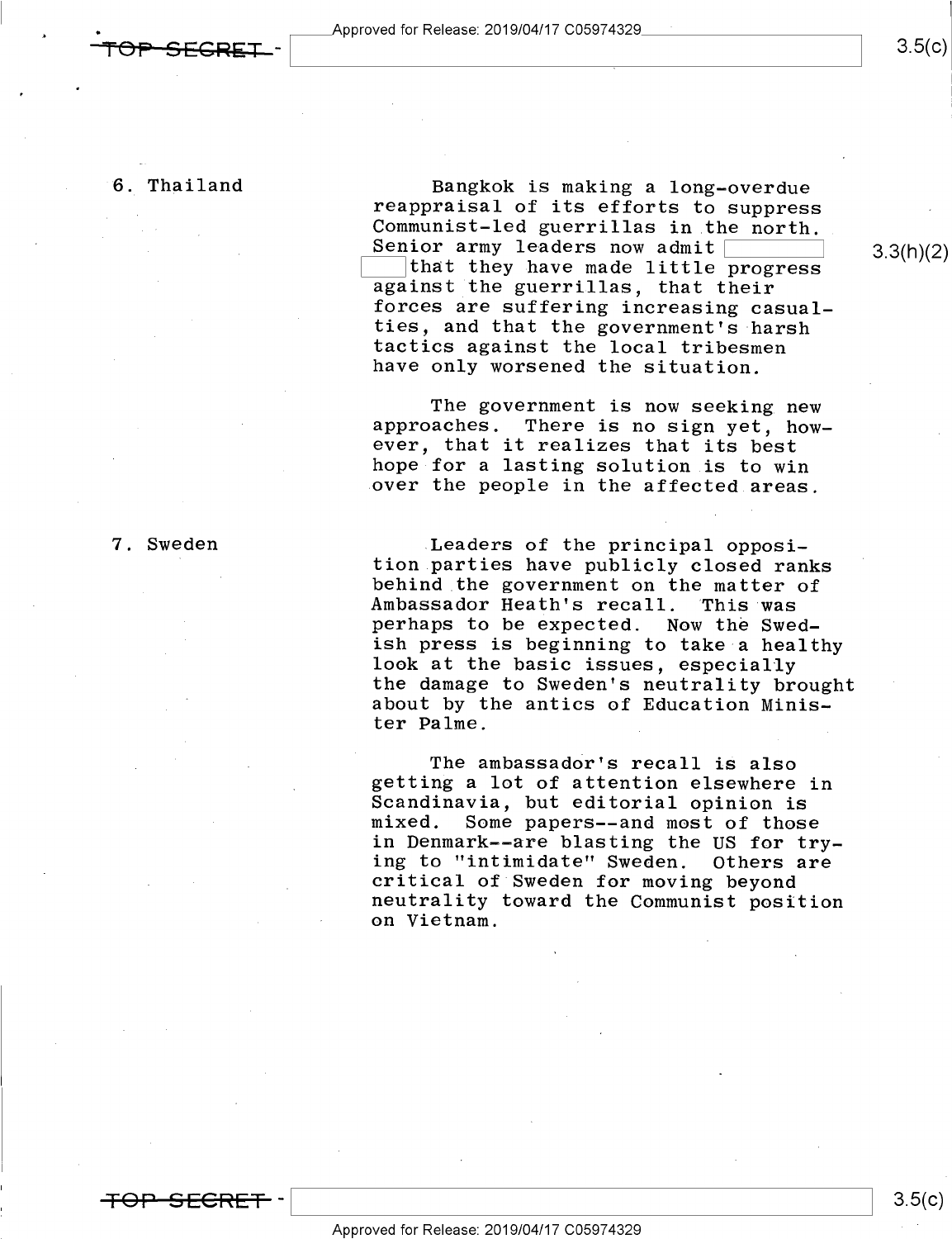6. Thailand

Bangkok is making a long-overdue reappraisal of its efforts to suppress Communist-led guerrillas in the north. Senior army leaders now admit [ ] that they have made little progress against the guerrillas, that their forces are suffering increasing casualties, and that the government's harsh tactics against the local tribesmen have only worsened the situation.

The government is now seeking new approaches. There is no sign yet, however, that it realizes that its best hope for a lasting solution is to win over the people in the affected areas.

7. Sweden

Leaders of the principal opposition parties have publicly closed ranks behind the government on the matter of Ambassador Heath's recall. This was perhaps to be expected. Now the Swedish press is beginning to take a healthy look at the basic issues, especially the damage to Sweden's neutrality brought about by the antics of Education Minister Palme.

The ambassador's recall is also getting a lot of attention elsewhere in Scandinavia, but editorial opinion is mixed. Some papers--and most of those in Denmark--are blasting the US for trying to "intimidate" Sweden. Others are critical of Sweden for moving beyond neutrality toward the Communist position on Vietnam.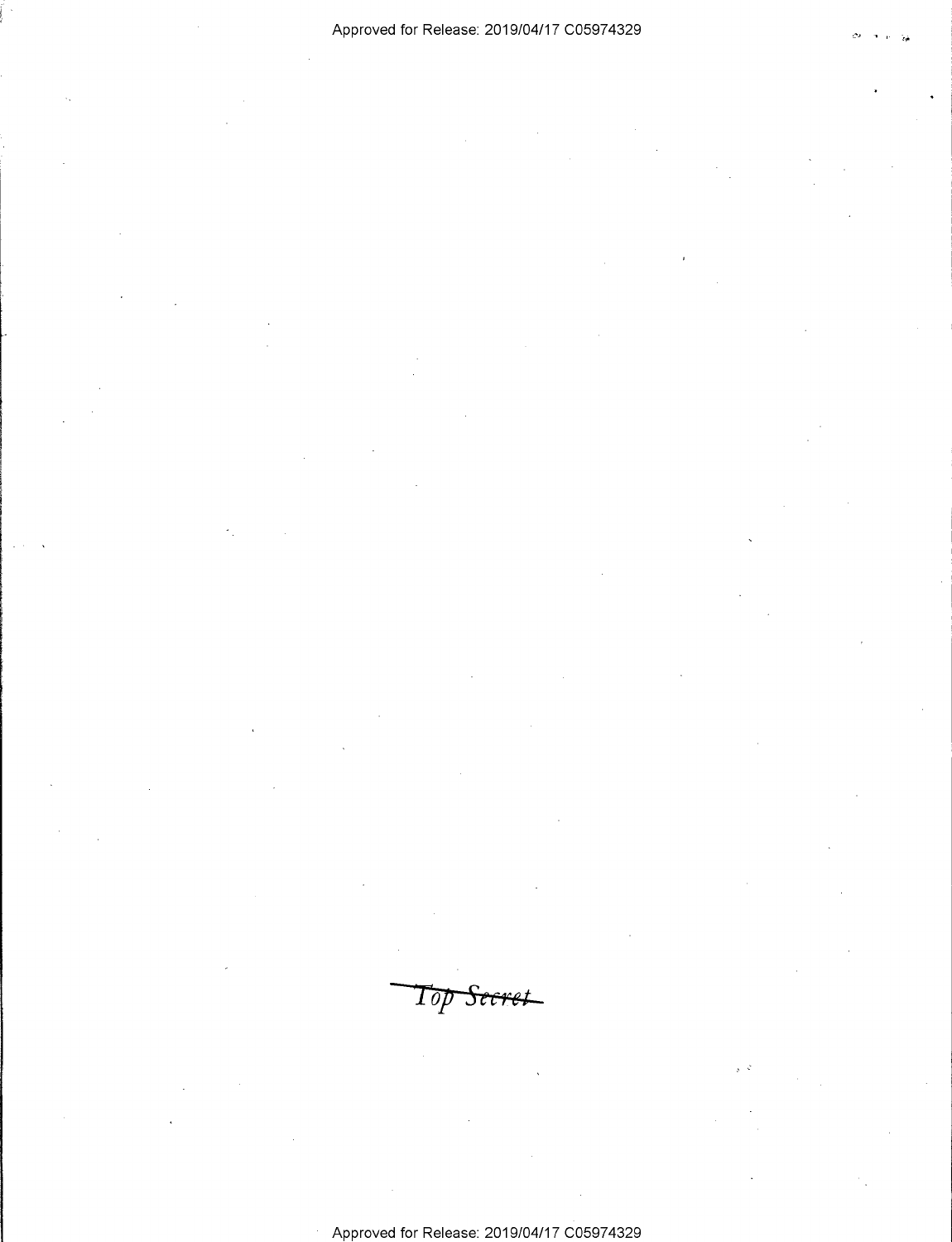~~Top Secret~~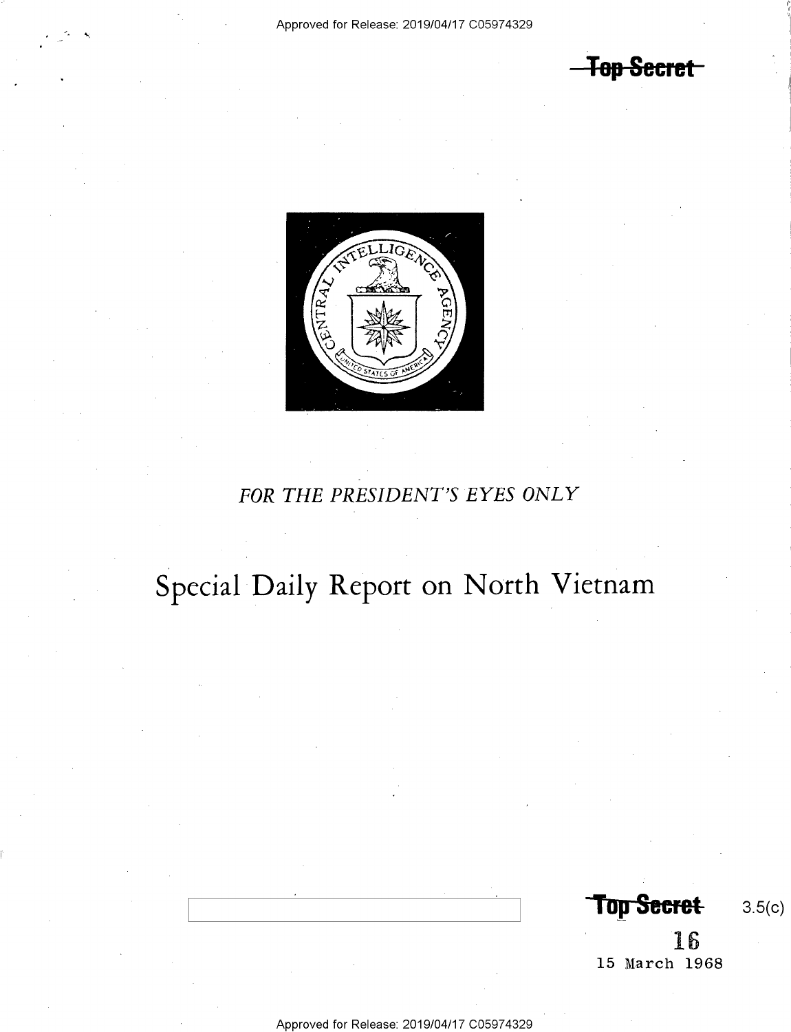~~Top Secret~~

FOR THE PRESIDENT'S EYES ONLY

# Special Daily Report on North Vietnam

~~Top Secret~~ 3.5(c)

16

15 March 1968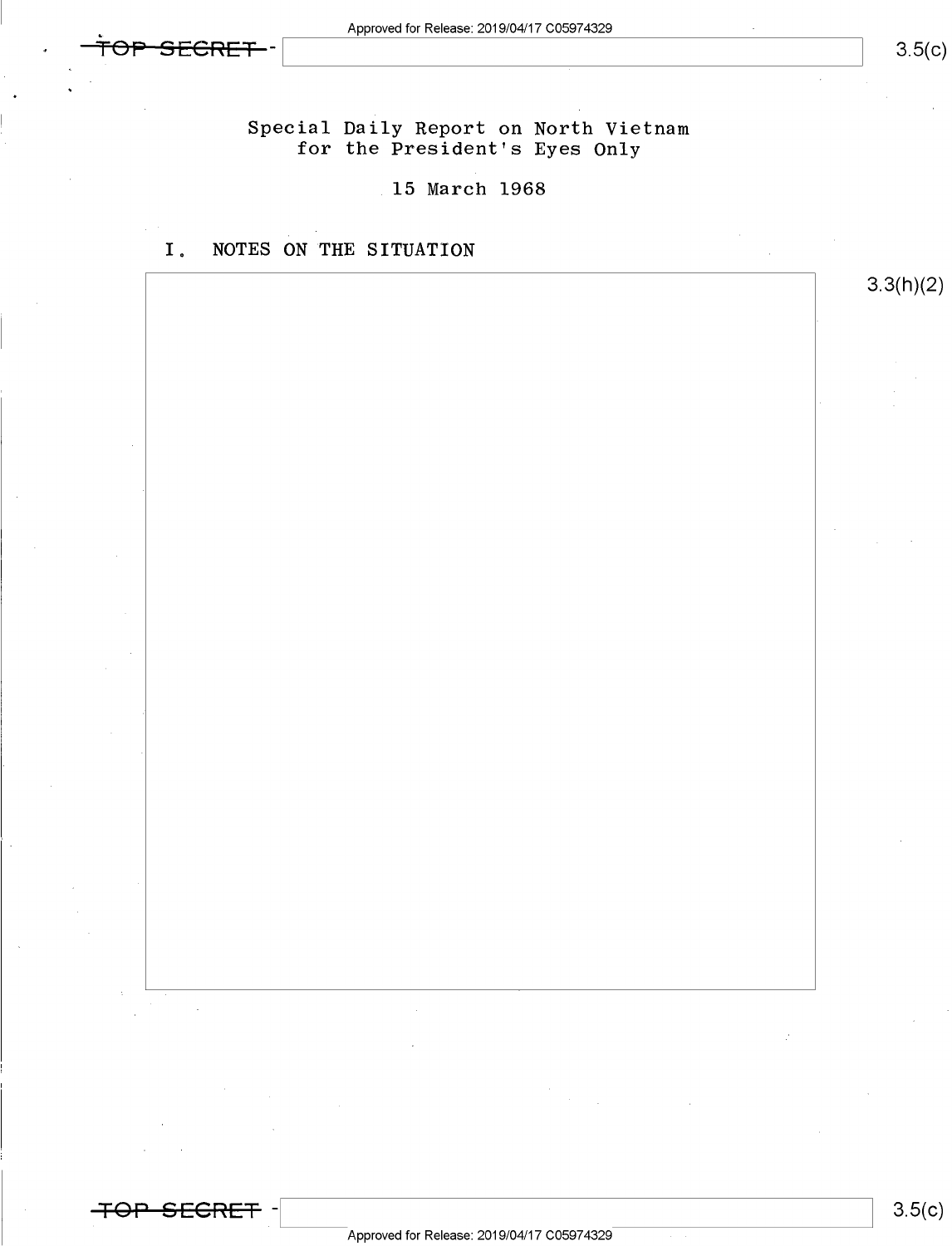TOP SECRET

3.5(c)

Special Daily Report on North Vietnam
for the President's Eyes Only

15 March 1968

## I. NOTES ON THE SITUATION

3.3(h)(2)

TOP SECRET

3.5(c)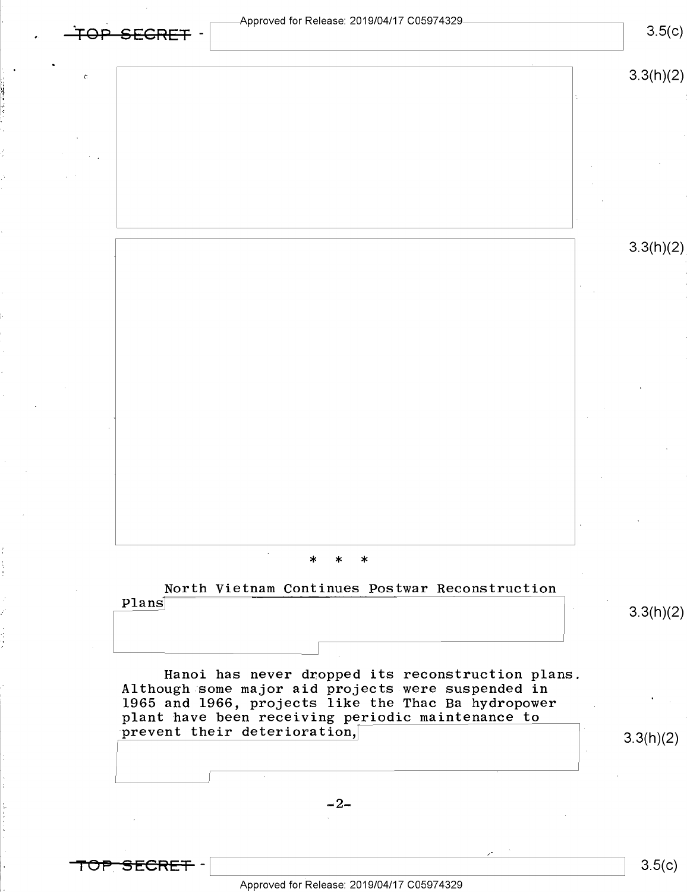\* \* \*

North Vietnam Continues Postwar Reconstruction Plans

Hanoi has never dropped its reconstruction plans. Although some major aid projects were suspended in 1965 and 1966, projects like the Thac Ba hydropower plant have been receiving periodic maintenance to prevent their deterioration,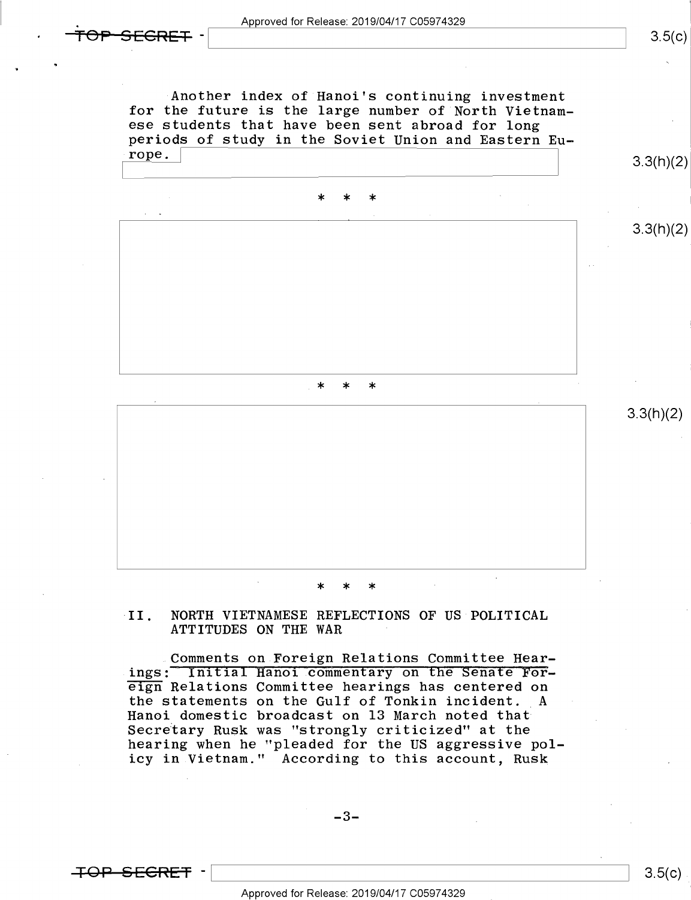Another index of Hanoi's continuing investment for the future is the large number of North Vietnamese students that have been sent abroad for long periods of study in the Soviet Union and Eastern Europe.

3.3(h)(2)

\* \* \*

3.3(h)(2)

\* \* \*

3.3(h)(2)

\* \* \*

## II. NORTH VIETNAMESE REFLECTIONS OF US POLITICAL ATTITUDES ON THE WAR

<u>Comments on Foreign Relations Committee Hearings:</u> Initial Hanoi commentary on the Senate Foreign Relations Committee hearings has centered on the statements on the Gulf of Tonkin incident. A Hanoi domestic broadcast on 13 March noted that Secretary Rusk was "strongly criticized" at the hearing when he "pleaded for the US aggressive policy in Vietnam." According to this account, Rusk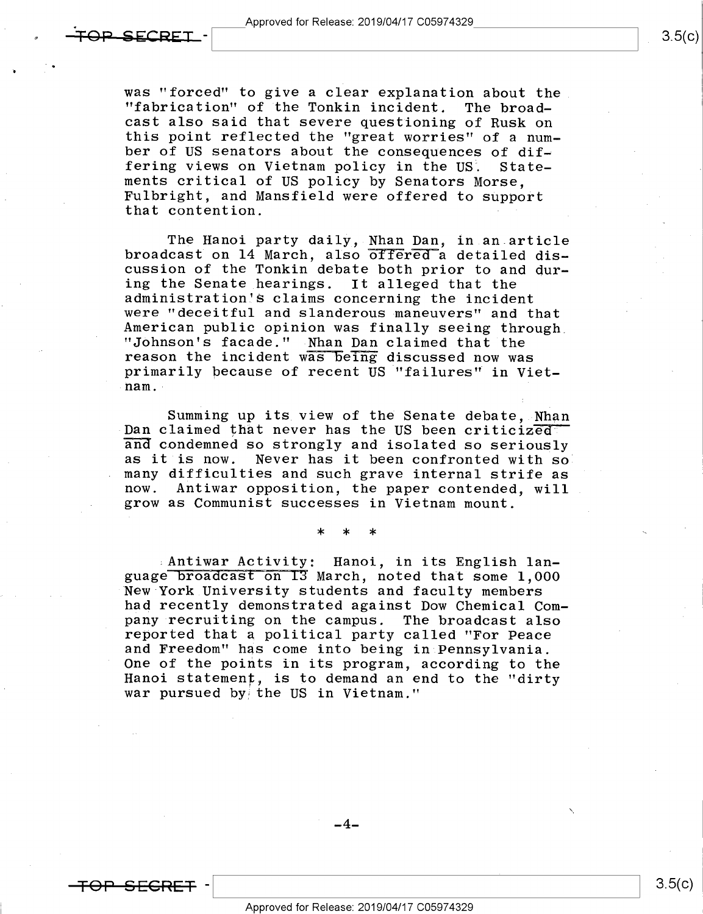was "forced" to give a clear explanation about the "fabrication" of the Tonkin incident. The broadcast also said that severe questioning of Rusk on this point reflected the "great worries" of a number of US senators about the consequences of differing views on Vietnam policy in the US. Statements critical of US policy by Senators Morse, Fulbright, and Mansfield were offered to support that contention.

The Hanoi party daily, Nhan Dan, in an article broadcast on 14 March, also offered a detailed discussion of the Tonkin debate both prior to and during the Senate hearings. It alleged that the administration's claims concerning the incident were "deceitful and slanderous maneuvers" and that American public opinion was finally seeing through "Johnson's facade." Nhan Dan claimed that the reason the incident was being discussed now was primarily because of recent US "failures" in Vietnam.

Summing up its view of the Senate debate, Nhan Dan claimed that never has the US been criticized and condemned so strongly and isolated so seriously as it is now. Never has it been confronted with so many difficulties and such grave internal strife as now. Antiwar opposition, the paper contended, will grow as Communist successes in Vietnam mount.

\* \* \*

Antiwar Activity: Hanoi, in its English language broadcast on 13 March, noted that some 1,000 New York University students and faculty members had recently demonstrated against Dow Chemical Company recruiting on the campus. The broadcast also reported that a political party called "For Peace and Freedom" has come into being in Pennsylvania. One of the points in its program, according to the Hanoi statement, is to demand an end to the "dirty war pursued by the US in Vietnam."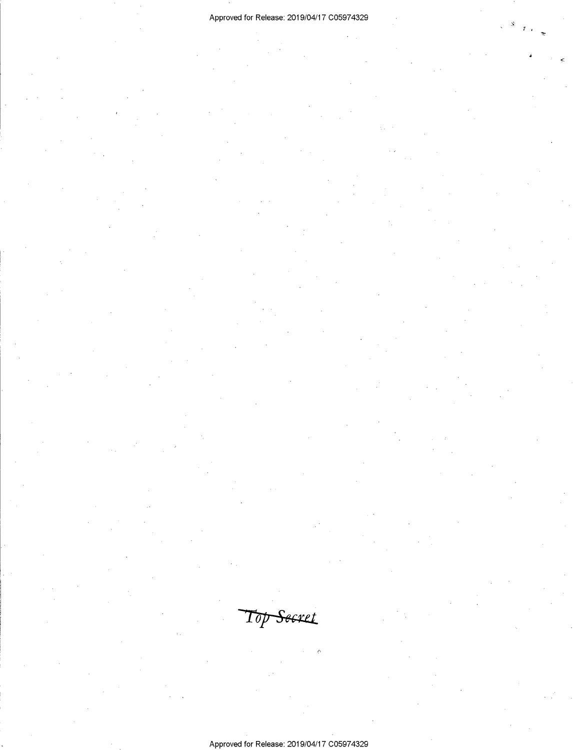~~Top Secret~~